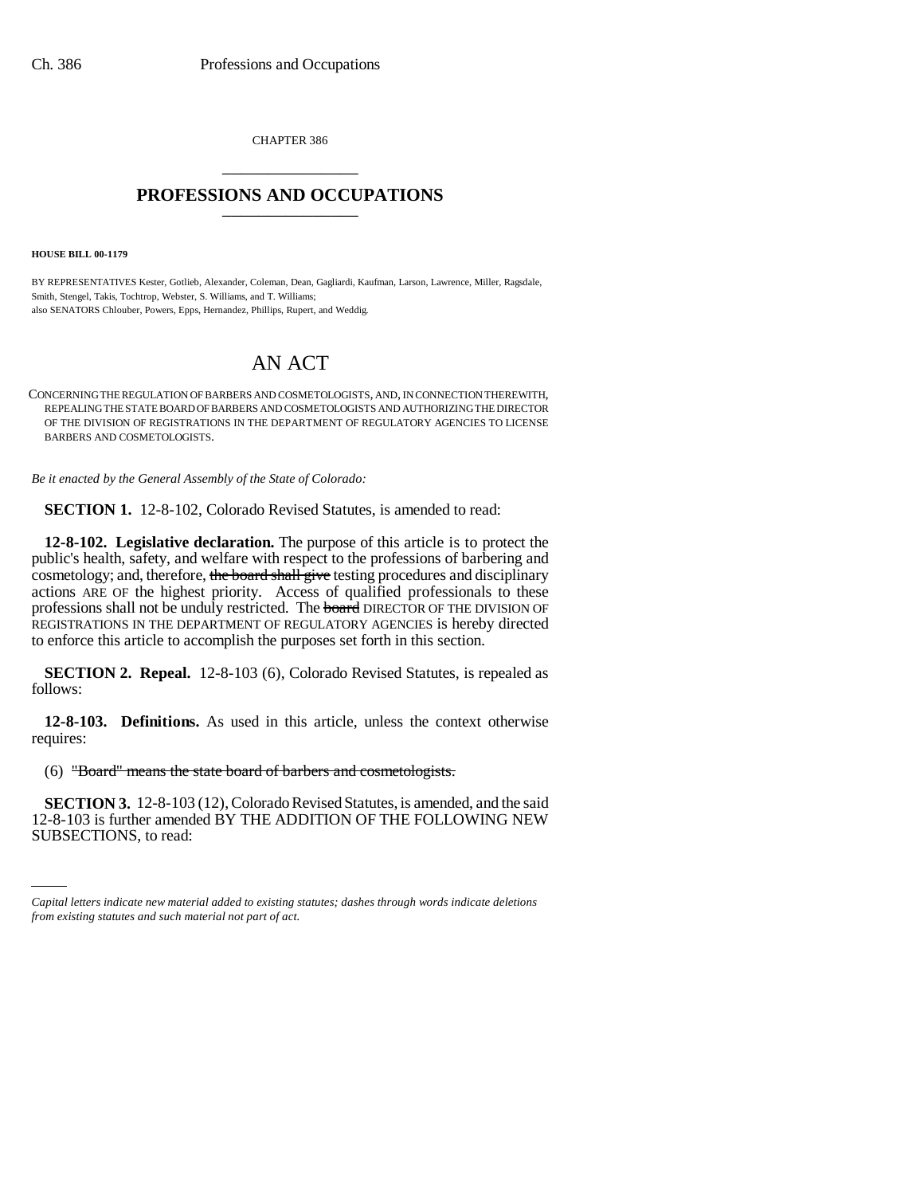CHAPTER 386

# PROFESSIONS AND OCCUPATIONS

**HOUSE BILL 00-1179**

BY REPRESENTATIVES Kester, Gotlieb, Alexander, Coleman, Dean, Gagliardi, Kaufman, Larson, Lawrence, Miller, Ragsdale, Smith, Stengel, Takis, Tochtrop, Webster, S. Williams, and T. Williams;
also SENATORS Chlouber, Powers, Epps, Hernandez, Phillips, Rupert, and Weddig.

## AN ACT

CONCERNING THE REGULATION OF BARBERS AND COSMETOLOGISTS, AND, IN CONNECTION THEREWITH, REPEALING THE STATE BOARD OF BARBERS AND COSMETOLOGISTS AND AUTHORIZING THE DIRECTOR OF THE DIVISION OF REGISTRATIONS IN THE DEPARTMENT OF REGULATORY AGENCIES TO LICENSE BARBERS AND COSMETOLOGISTS.

*Be it enacted by the General Assembly of the State of Colorado:*

**SECTION 1.** 12-8-102, Colorado Revised Statutes, is amended to read:

**12-8-102. Legislative declaration.** The purpose of this article is to protect the public's health, safety, and welfare with respect to the professions of barbering and cosmetology; and, therefore, ~~the board shall give~~ testing procedures and disciplinary actions ARE OF the highest priority. Access of qualified professionals to these professions shall not be unduly restricted. The ~~board~~ DIRECTOR OF THE DIVISION OF REGISTRATIONS IN THE DEPARTMENT OF REGULATORY AGENCIES is hereby directed to enforce this article to accomplish the purposes set forth in this section.

**SECTION 2. Repeal.** 12-8-103 (6), Colorado Revised Statutes, is repealed as follows:

**12-8-103. Definitions.** As used in this article, unless the context otherwise requires:

(6) ~~"Board" means the state board of barbers and cosmetologists.~~

**SECTION 3.** 12-8-103 (12), Colorado Revised Statutes, is amended, and the said 12-8-103 is further amended BY THE ADDITION OF THE FOLLOWING NEW SUBSECTIONS, to read:

*Capital letters indicate new material added to existing statutes; dashes through words indicate deletions from existing statutes and such material not part of act.*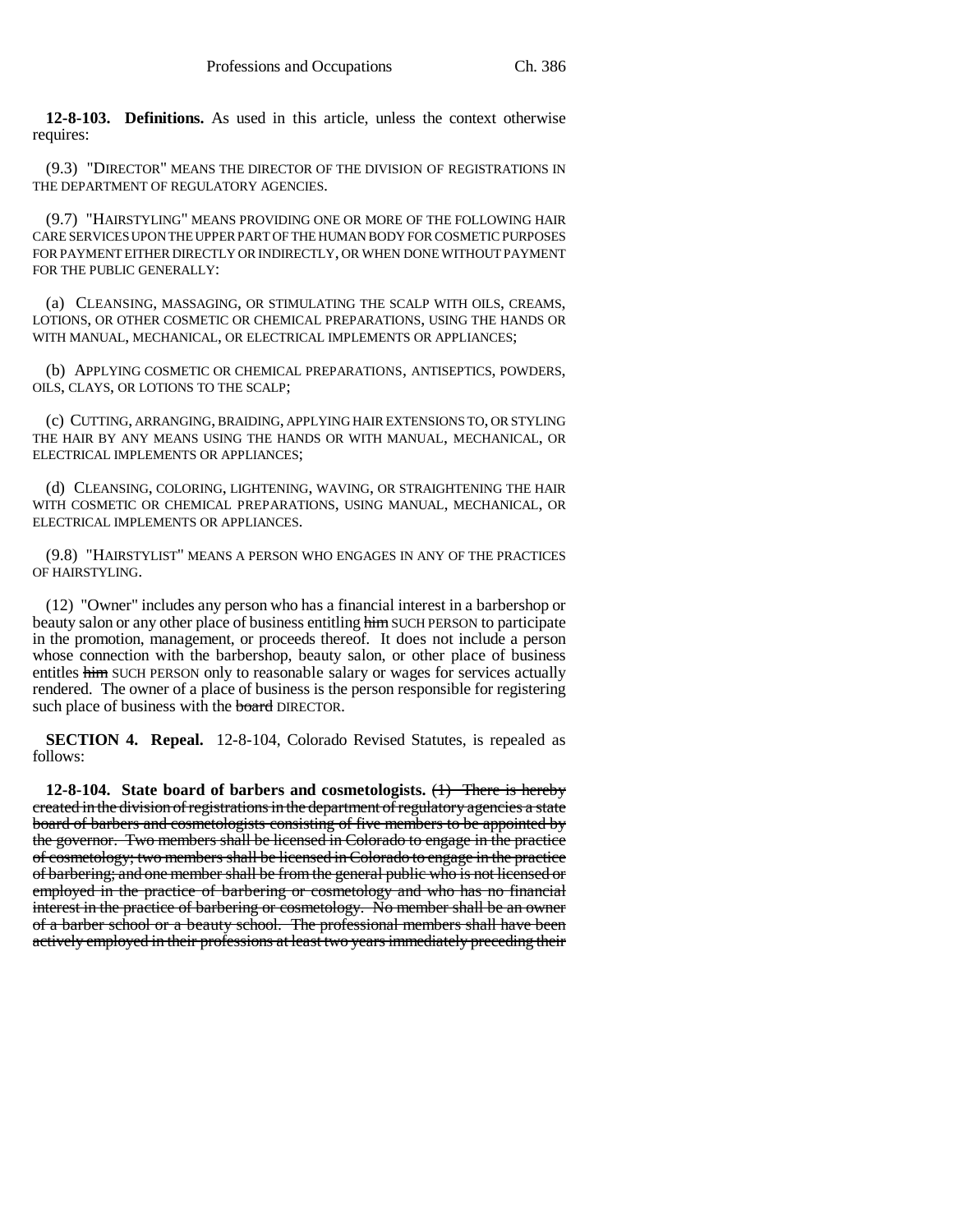**12-8-103. Definitions.** As used in this article, unless the context otherwise requires:

(9.3) "DIRECTOR" MEANS THE DIRECTOR OF THE DIVISION OF REGISTRATIONS IN THE DEPARTMENT OF REGULATORY AGENCIES.

(9.7) "HAIRSTYLING" MEANS PROVIDING ONE OR MORE OF THE FOLLOWING HAIR CARE SERVICES UPON THE UPPER PART OF THE HUMAN BODY FOR COSMETIC PURPOSES FOR PAYMENT EITHER DIRECTLY OR INDIRECTLY, OR WHEN DONE WITHOUT PAYMENT FOR THE PUBLIC GENERALLY:

(a) CLEANSING, MASSAGING, OR STIMULATING THE SCALP WITH OILS, CREAMS, LOTIONS, OR OTHER COSMETIC OR CHEMICAL PREPARATIONS, USING THE HANDS OR WITH MANUAL, MECHANICAL, OR ELECTRICAL IMPLEMENTS OR APPLIANCES;

(b) APPLYING COSMETIC OR CHEMICAL PREPARATIONS, ANTISEPTICS, POWDERS, OILS, CLAYS, OR LOTIONS TO THE SCALP;

(c) CUTTING, ARRANGING, BRAIDING, APPLYING HAIR EXTENSIONS TO, OR STYLING THE HAIR BY ANY MEANS USING THE HANDS OR WITH MANUAL, MECHANICAL, OR ELECTRICAL IMPLEMENTS OR APPLIANCES;

(d) CLEANSING, COLORING, LIGHTENING, WAVING, OR STRAIGHTENING THE HAIR WITH COSMETIC OR CHEMICAL PREPARATIONS, USING MANUAL, MECHANICAL, OR ELECTRICAL IMPLEMENTS OR APPLIANCES.

(9.8) "HAIRSTYLIST" MEANS A PERSON WHO ENGAGES IN ANY OF THE PRACTICES OF HAIRSTYLING.

(12) "Owner" includes any person who has a financial interest in a barbershop or beauty salon or any other place of business entitling ~~him~~ SUCH PERSON to participate in the promotion, management, or proceeds thereof. It does not include a person whose connection with the barbershop, beauty salon, or other place of business entitles ~~him~~ SUCH PERSON only to reasonable salary or wages for services actually rendered. The owner of a place of business is the person responsible for registering such place of business with the ~~board~~ DIRECTOR.

**SECTION 4. Repeal.** 12-8-104, Colorado Revised Statutes, is repealed as follows:

**12-8-104. State board of barbers and cosmetologists.** ~~(1) There is hereby created in the division of registrations in the department of regulatory agencies a state board of barbers and cosmetologists consisting of five members to be appointed by the governor. Two members shall be licensed in Colorado to engage in the practice of cosmetology; two members shall be licensed in Colorado to engage in the practice of barbering; and one member shall be from the general public who is not licensed or employed in the practice of barbering or cosmetology and who has no financial interest in the practice of barbering or cosmetology. No member shall be an owner of a barber school or a beauty school. The professional members shall have been actively employed in their professions at least two years immediately preceding their~~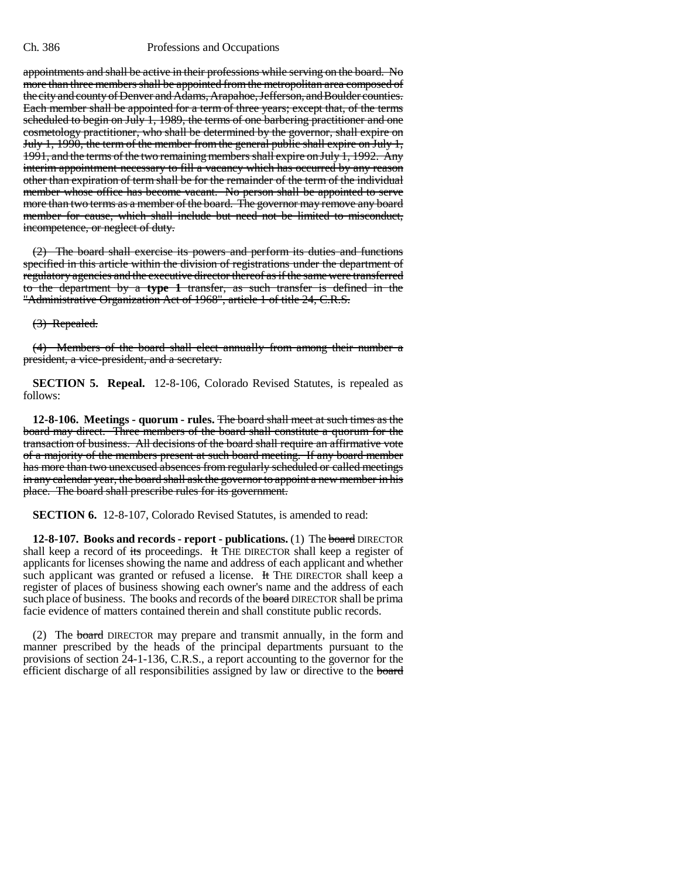appointments and shall be active in their professions while serving on the board. No more than three members shall be appointed from the metropolitan area composed of the city and county of Denver and Adams, Arapahoe, Jefferson, and Boulder counties. Each member shall be appointed for a term of three years; except that, of the terms scheduled to begin on July 1, 1989, the terms of one barbering practitioner and one cosmetology practitioner, who shall be determined by the governor, shall expire on July 1, 1990, the term of the member from the general public shall expire on July 1, 1991, and the terms of the two remaining members shall expire on July 1, 1992. Any interim appointment necessary to fill a vacancy which has occurred by any reason other than expiration of term shall be for the remainder of the term of the individual member whose office has become vacant. No person shall be appointed to serve more than two terms as a member of the board. The governor may remove any board member for cause, which shall include but need not be limited to misconduct, incompetence, or neglect of duty.

(2) The board shall exercise its powers and perform its duties and functions specified in this article within the division of registrations under the department of regulatory agencies and the executive director thereof as if the same were transferred to the department by a **type 1** transfer, as such transfer is defined in the "Administrative Organization Act of 1968", article 1 of title 24, C.R.S.

(3) Repealed.

(4) Members of the board shall elect annually from among their number a president, a vice-president, and a secretary.

**SECTION 5. Repeal.** 12-8-106, Colorado Revised Statutes, is repealed as follows:

**12-8-106. Meetings - quorum - rules.** The board shall meet at such times as the board may direct. Three members of the board shall constitute a quorum for the transaction of business. All decisions of the board shall require an affirmative vote of a majority of the members present at such board meeting. If any board member has more than two unexcused absences from regularly scheduled or called meetings in any calendar year, the board shall ask the governor to appoint a new member in his place. The board shall prescribe rules for its government.

**SECTION 6.** 12-8-107, Colorado Revised Statutes, is amended to read:

**12-8-107. Books and records - report - publications.** (1) The board DIRECTOR shall keep a record of its proceedings. It THE DIRECTOR shall keep a register of applicants for licenses showing the name and address of each applicant and whether such applicant was granted or refused a license. It THE DIRECTOR shall keep a register of places of business showing each owner's name and the address of each such place of business. The books and records of the board DIRECTOR shall be prima facie evidence of matters contained therein and shall constitute public records.

(2) The board DIRECTOR may prepare and transmit annually, in the form and manner prescribed by the heads of the principal departments pursuant to the provisions of section 24-1-136, C.R.S., a report accounting to the governor for the efficient discharge of all responsibilities assigned by law or directive to the board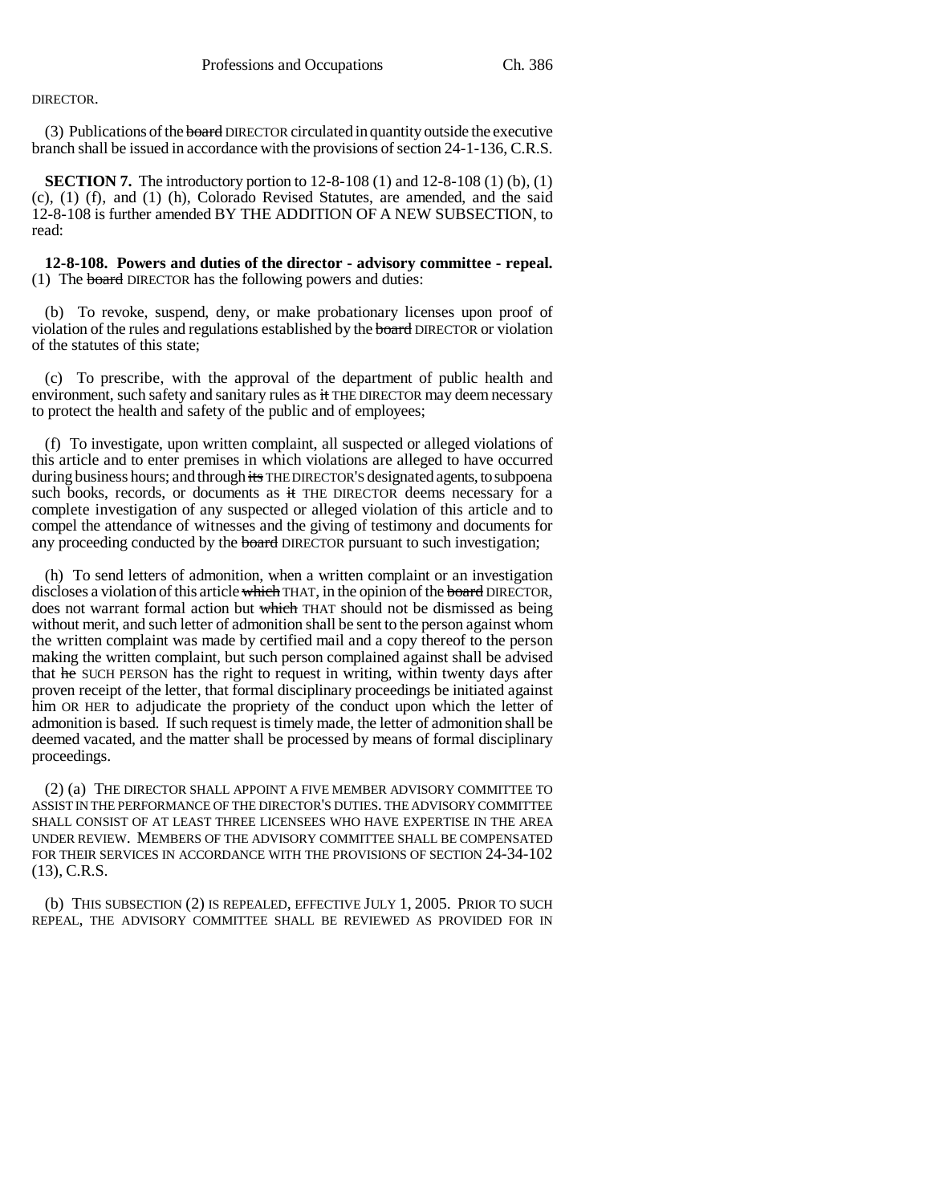DIRECTOR.

(3) Publications of the ~~board~~ DIRECTOR circulated in quantity outside the executive branch shall be issued in accordance with the provisions of section 24-1-136, C.R.S.

**SECTION 7.** The introductory portion to 12-8-108 (1) and 12-8-108 (1) (b), (1) (c), (1) (f), and (1) (h), Colorado Revised Statutes, are amended, and the said 12-8-108 is further amended BY THE ADDITION OF A NEW SUBSECTION, to read:

**12-8-108. Powers and duties of the director - advisory committee - repeal.** (1) The ~~board~~ DIRECTOR has the following powers and duties:

(b) To revoke, suspend, deny, or make probationary licenses upon proof of violation of the rules and regulations established by the ~~board~~ DIRECTOR or violation of the statutes of this state;

(c) To prescribe, with the approval of the department of public health and environment, such safety and sanitary rules as ~~it~~ THE DIRECTOR may deem necessary to protect the health and safety of the public and of employees;

(f) To investigate, upon written complaint, all suspected or alleged violations of this article and to enter premises in which violations are alleged to have occurred during business hours; and through ~~its~~ THE DIRECTOR'S designated agents, to subpoena such books, records, or documents as ~~it~~ THE DIRECTOR deems necessary for a complete investigation of any suspected or alleged violation of this article and to compel the attendance of witnesses and the giving of testimony and documents for any proceeding conducted by the ~~board~~ DIRECTOR pursuant to such investigation;

(h) To send letters of admonition, when a written complaint or an investigation discloses a violation of this article ~~which~~ THAT, in the opinion of the ~~board~~ DIRECTOR, does not warrant formal action but ~~which~~ THAT should not be dismissed as being without merit, and such letter of admonition shall be sent to the person against whom the written complaint was made by certified mail and a copy thereof to the person making the written complaint, but such person complained against shall be advised that ~~he~~ SUCH PERSON has the right to request in writing, within twenty days after proven receipt of the letter, that formal disciplinary proceedings be initiated against him OR HER to adjudicate the propriety of the conduct upon which the letter of admonition is based. If such request is timely made, the letter of admonition shall be deemed vacated, and the matter shall be processed by means of formal disciplinary proceedings.

(2) (a) THE DIRECTOR SHALL APPOINT A FIVE MEMBER ADVISORY COMMITTEE TO ASSIST IN THE PERFORMANCE OF THE DIRECTOR'S DUTIES. THE ADVISORY COMMITTEE SHALL CONSIST OF AT LEAST THREE LICENSEES WHO HAVE EXPERTISE IN THE AREA UNDER REVIEW. MEMBERS OF THE ADVISORY COMMITTEE SHALL BE COMPENSATED FOR THEIR SERVICES IN ACCORDANCE WITH THE PROVISIONS OF SECTION 24-34-102 (13), C.R.S.

(b) THIS SUBSECTION (2) IS REPEALED, EFFECTIVE JULY 1, 2005. PRIOR TO SUCH REPEAL, THE ADVISORY COMMITTEE SHALL BE REVIEWED AS PROVIDED FOR IN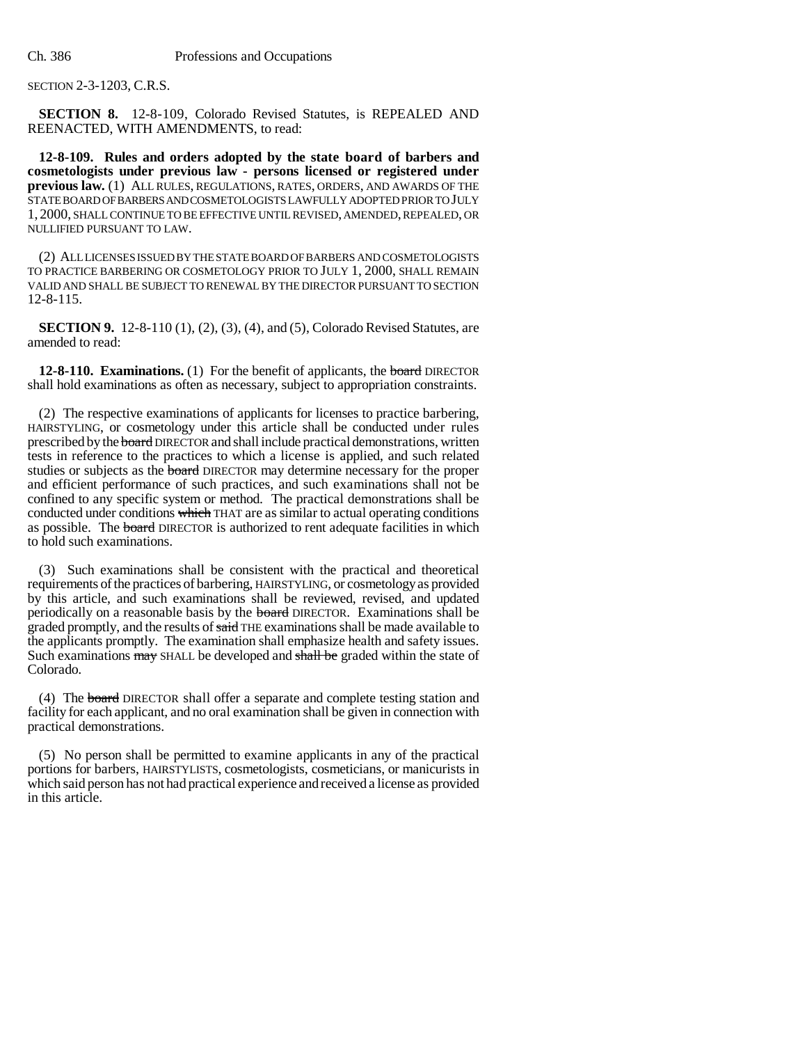SECTION 2-3-1203, C.R.S.

**SECTION 8.** 12-8-109, Colorado Revised Statutes, is REPEALED AND REENACTED, WITH AMENDMENTS, to read:

**12-8-109. Rules and orders adopted by the state board of barbers and cosmetologists under previous law - persons licensed or registered under previous law.** (1) ALL RULES, REGULATIONS, RATES, ORDERS, AND AWARDS OF THE STATE BOARD OF BARBERS AND COSMETOLOGISTS LAWFULLY ADOPTED PRIOR TO JULY 1, 2000, SHALL CONTINUE TO BE EFFECTIVE UNTIL REVISED, AMENDED, REPEALED, OR NULLIFIED PURSUANT TO LAW.

(2) ALL LICENSES ISSUED BY THE STATE BOARD OF BARBERS AND COSMETOLOGISTS TO PRACTICE BARBERING OR COSMETOLOGY PRIOR TO JULY 1, 2000, SHALL REMAIN VALID AND SHALL BE SUBJECT TO RENEWAL BY THE DIRECTOR PURSUANT TO SECTION 12-8-115.

**SECTION 9.** 12-8-110 (1), (2), (3), (4), and (5), Colorado Revised Statutes, are amended to read:

**12-8-110. Examinations.** (1) For the benefit of applicants, the ~~board~~ DIRECTOR shall hold examinations as often as necessary, subject to appropriation constraints.

(2) The respective examinations of applicants for licenses to practice barbering, HAIRSTYLING, or cosmetology under this article shall be conducted under rules prescribed by the ~~board~~ DIRECTOR and shall include practical demonstrations, written tests in reference to the practices to which a license is applied, and such related studies or subjects as the ~~board~~ DIRECTOR may determine necessary for the proper and efficient performance of such practices, and such examinations shall not be confined to any specific system or method. The practical demonstrations shall be conducted under conditions ~~which~~ THAT are as similar to actual operating conditions as possible. The ~~board~~ DIRECTOR is authorized to rent adequate facilities in which to hold such examinations.

(3) Such examinations shall be consistent with the practical and theoretical requirements of the practices of barbering, HAIRSTYLING, or cosmetology as provided by this article, and such examinations shall be reviewed, revised, and updated periodically on a reasonable basis by the ~~board~~ DIRECTOR. Examinations shall be graded promptly, and the results of ~~said~~ THE examinations shall be made available to the applicants promptly. The examination shall emphasize health and safety issues. Such examinations ~~may~~ SHALL be developed and ~~shall be~~ graded within the state of Colorado.

(4) The ~~board~~ DIRECTOR shall offer a separate and complete testing station and facility for each applicant, and no oral examination shall be given in connection with practical demonstrations.

(5) No person shall be permitted to examine applicants in any of the practical portions for barbers, HAIRSTYLISTS, cosmetologists, cosmeticians, or manicurists in which said person has not had practical experience and received a license as provided in this article.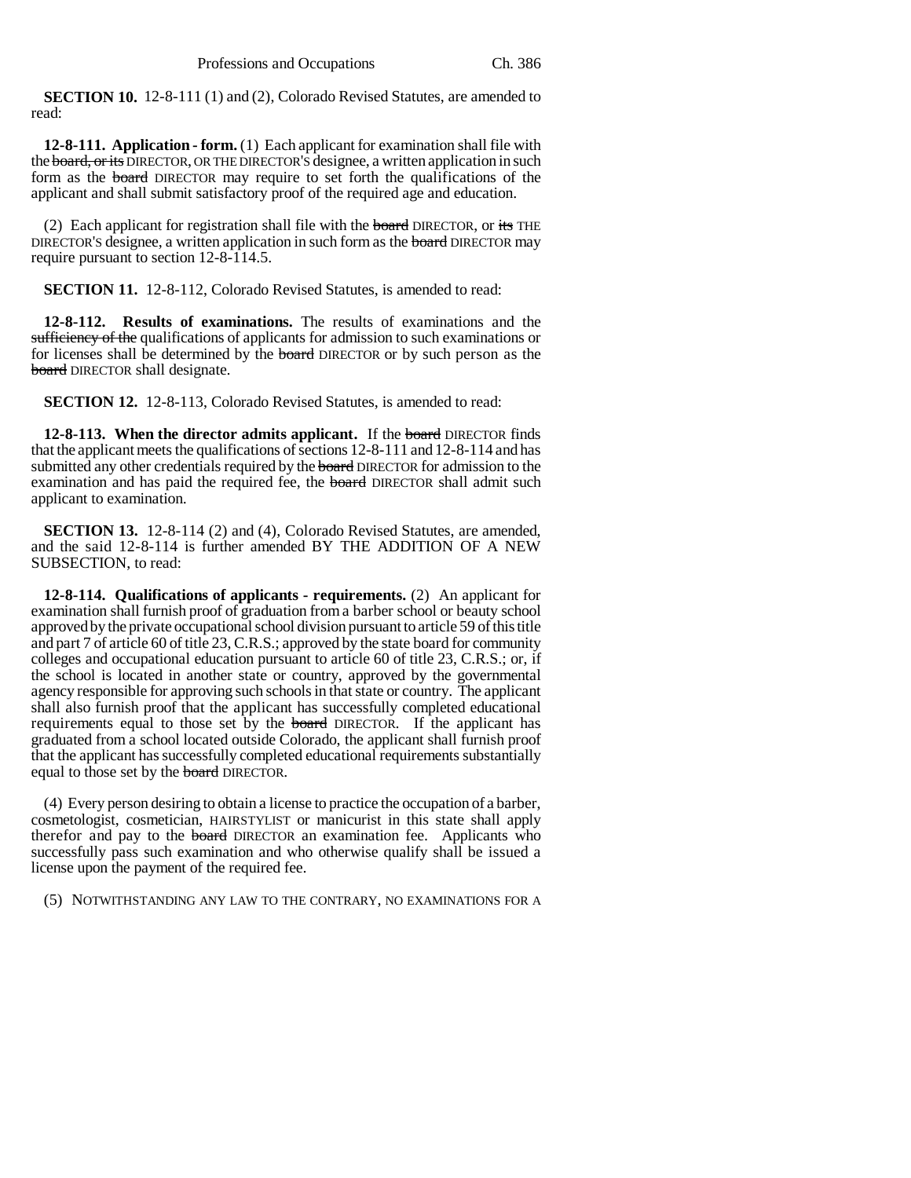**SECTION 10.** 12-8-111 (1) and (2), Colorado Revised Statutes, are amended to read:

**12-8-111. Application - form.** (1) Each applicant for examination shall file with the ~~board, or its~~ DIRECTOR, OR THE DIRECTOR'S designee, a written application in such form as the ~~board~~ DIRECTOR may require to set forth the qualifications of the applicant and shall submit satisfactory proof of the required age and education.

(2) Each applicant for registration shall file with the ~~board~~ DIRECTOR, or ~~its~~ THE DIRECTOR'S designee, a written application in such form as the ~~board~~ DIRECTOR may require pursuant to section 12-8-114.5.

**SECTION 11.** 12-8-112, Colorado Revised Statutes, is amended to read:

**12-8-112. Results of examinations.** The results of examinations and the ~~sufficiency of the~~ qualifications of applicants for admission to such examinations or for licenses shall be determined by the ~~board~~ DIRECTOR or by such person as the ~~board~~ DIRECTOR shall designate.

**SECTION 12.** 12-8-113, Colorado Revised Statutes, is amended to read:

**12-8-113. When the director admits applicant.** If the ~~board~~ DIRECTOR finds that the applicant meets the qualifications of sections 12-8-111 and 12-8-114 and has submitted any other credentials required by the ~~board~~ DIRECTOR for admission to the examination and has paid the required fee, the ~~board~~ DIRECTOR shall admit such applicant to examination.

**SECTION 13.** 12-8-114 (2) and (4), Colorado Revised Statutes, are amended, and the said 12-8-114 is further amended BY THE ADDITION OF A NEW SUBSECTION, to read:

**12-8-114. Qualifications of applicants - requirements.** (2) An applicant for examination shall furnish proof of graduation from a barber school or beauty school approved by the private occupational school division pursuant to article 59 of this title and part 7 of article 60 of title 23, C.R.S.; approved by the state board for community colleges and occupational education pursuant to article 60 of title 23, C.R.S.; or, if the school is located in another state or country, approved by the governmental agency responsible for approving such schools in that state or country. The applicant shall also furnish proof that the applicant has successfully completed educational requirements equal to those set by the ~~board~~ DIRECTOR. If the applicant has graduated from a school located outside Colorado, the applicant shall furnish proof that the applicant has successfully completed educational requirements substantially equal to those set by the ~~board~~ DIRECTOR.

(4) Every person desiring to obtain a license to practice the occupation of a barber, cosmetologist, cosmetician, HAIRSTYLIST or manicurist in this state shall apply therefor and pay to the ~~board~~ DIRECTOR an examination fee. Applicants who successfully pass such examination and who otherwise qualify shall be issued a license upon the payment of the required fee.

(5) NOTWITHSTANDING ANY LAW TO THE CONTRARY, NO EXAMINATIONS FOR A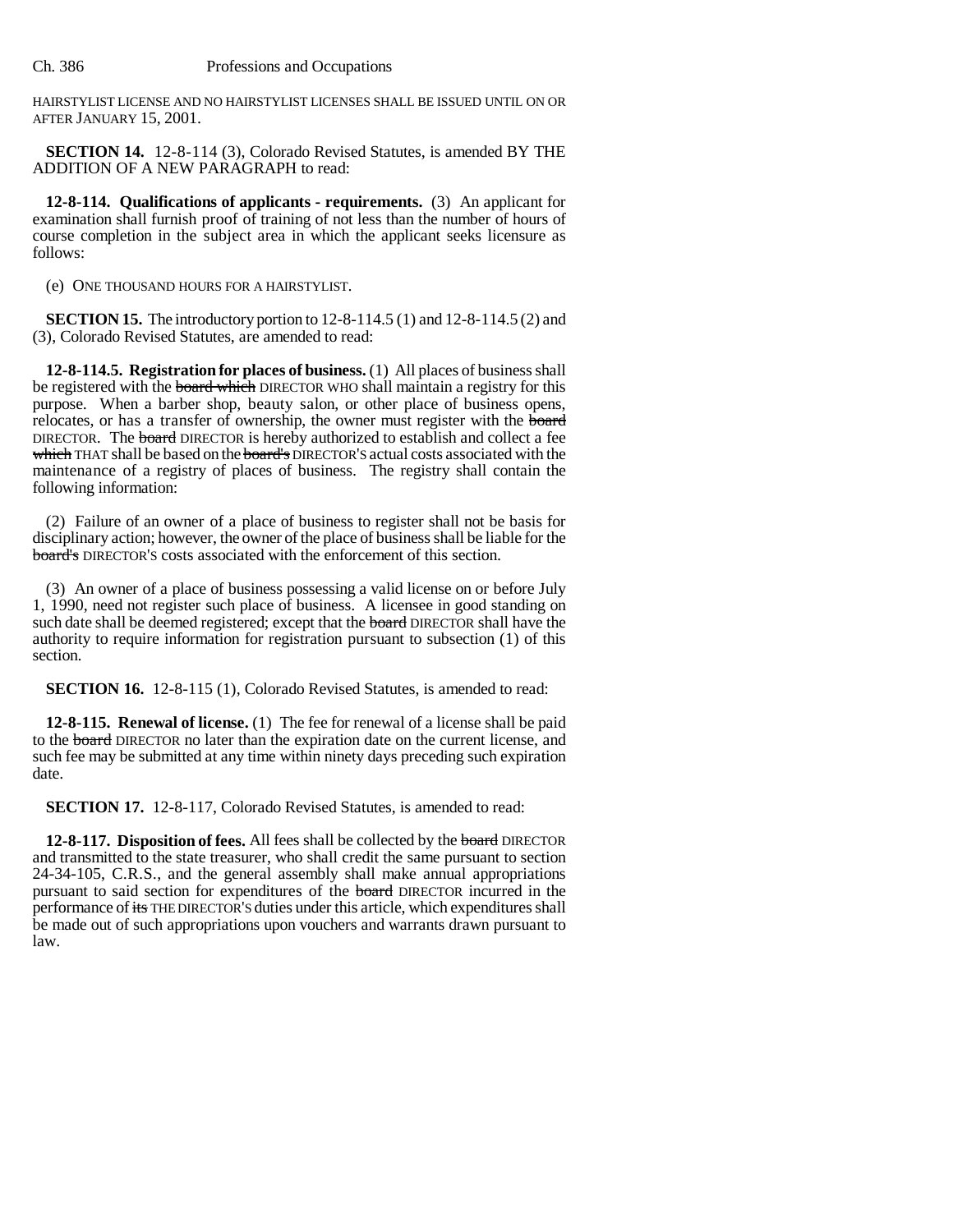HAIRSTYLIST LICENSE AND NO HAIRSTYLIST LICENSES SHALL BE ISSUED UNTIL ON OR AFTER JANUARY 15, 2001.

**SECTION 14.** 12-8-114 (3), Colorado Revised Statutes, is amended BY THE ADDITION OF A NEW PARAGRAPH to read:

**12-8-114. Qualifications of applicants - requirements.** (3) An applicant for examination shall furnish proof of training of not less than the number of hours of course completion in the subject area in which the applicant seeks licensure as follows:

(e) ONE THOUSAND HOURS FOR A HAIRSTYLIST.

**SECTION 15.** The introductory portion to 12-8-114.5 (1) and 12-8-114.5 (2) and (3), Colorado Revised Statutes, are amended to read:

**12-8-114.5. Registration for places of business.** (1) All places of business shall be registered with the ~~board which~~ DIRECTOR WHO shall maintain a registry for this purpose. When a barber shop, beauty salon, or other place of business opens, relocates, or has a transfer of ownership, the owner must register with the ~~board~~ DIRECTOR. The ~~board~~ DIRECTOR is hereby authorized to establish and collect a fee ~~which~~ THAT shall be based on the ~~board's~~ DIRECTOR'S actual costs associated with the maintenance of a registry of places of business. The registry shall contain the following information:

(2) Failure of an owner of a place of business to register shall not be basis for disciplinary action; however, the owner of the place of business shall be liable for the ~~board's~~ DIRECTOR'S costs associated with the enforcement of this section.

(3) An owner of a place of business possessing a valid license on or before July 1, 1990, need not register such place of business. A licensee in good standing on such date shall be deemed registered; except that the ~~board~~ DIRECTOR shall have the authority to require information for registration pursuant to subsection (1) of this section.

**SECTION 16.** 12-8-115 (1), Colorado Revised Statutes, is amended to read:

**12-8-115. Renewal of license.** (1) The fee for renewal of a license shall be paid to the ~~board~~ DIRECTOR no later than the expiration date on the current license, and such fee may be submitted at any time within ninety days preceding such expiration date.

**SECTION 17.** 12-8-117, Colorado Revised Statutes, is amended to read:

**12-8-117. Disposition of fees.** All fees shall be collected by the ~~board~~ DIRECTOR and transmitted to the state treasurer, who shall credit the same pursuant to section 24-34-105, C.R.S., and the general assembly shall make annual appropriations pursuant to said section for expenditures of the ~~board~~ DIRECTOR incurred in the performance of ~~its~~ THE DIRECTOR'S duties under this article, which expenditures shall be made out of such appropriations upon vouchers and warrants drawn pursuant to law.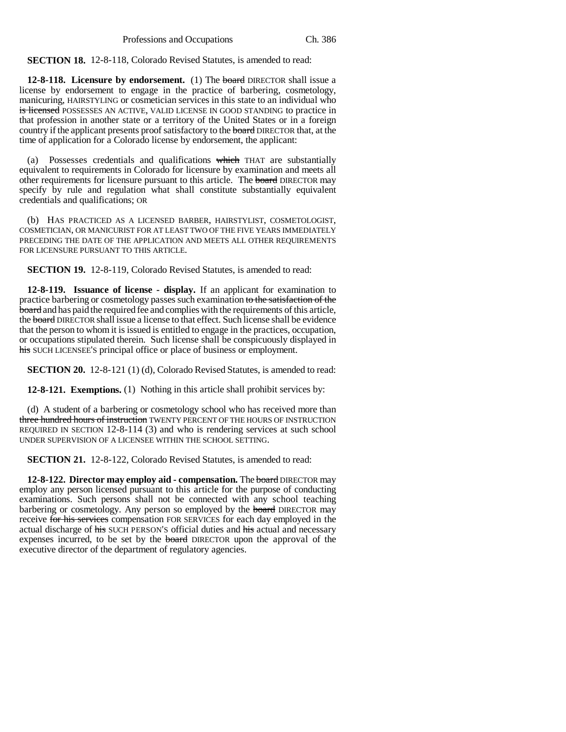**SECTION 18.** 12-8-118, Colorado Revised Statutes, is amended to read:

**12-8-118. Licensure by endorsement.** (1) The ~~board~~ DIRECTOR shall issue a license by endorsement to engage in the practice of barbering, cosmetology, manicuring, HAIRSTYLING or cosmetician services in this state to an individual who ~~is licensed~~ POSSESSES AN ACTIVE, VALID LICENSE IN GOOD STANDING to practice in that profession in another state or a territory of the United States or in a foreign country if the applicant presents proof satisfactory to the ~~board~~ DIRECTOR that, at the time of application for a Colorado license by endorsement, the applicant:

(a) Possesses credentials and qualifications ~~which~~ THAT are substantially equivalent to requirements in Colorado for licensure by examination and meets all other requirements for licensure pursuant to this article. The ~~board~~ DIRECTOR may specify by rule and regulation what shall constitute substantially equivalent credentials and qualifications; OR

(b) HAS PRACTICED AS A LICENSED BARBER, HAIRSTYLIST, COSMETOLOGIST, COSMETICIAN, OR MANICURIST FOR AT LEAST TWO OF THE FIVE YEARS IMMEDIATELY PRECEDING THE DATE OF THE APPLICATION AND MEETS ALL OTHER REQUIREMENTS FOR LICENSURE PURSUANT TO THIS ARTICLE.

**SECTION 19.** 12-8-119, Colorado Revised Statutes, is amended to read:

**12-8-119. Issuance of license - display.** If an applicant for examination to practice barbering or cosmetology passes such examination ~~to the satisfaction of the board~~ and has paid the required fee and complies with the requirements of this article, the ~~board~~ DIRECTOR shall issue a license to that effect. Such license shall be evidence that the person to whom it is issued is entitled to engage in the practices, occupation, or occupations stipulated therein. Such license shall be conspicuously displayed in ~~his~~ SUCH LICENSEE'S principal office or place of business or employment.

**SECTION 20.** 12-8-121 (1) (d), Colorado Revised Statutes, is amended to read:

**12-8-121. Exemptions.** (1) Nothing in this article shall prohibit services by:

(d) A student of a barbering or cosmetology school who has received more than ~~three hundred hours of instruction~~ TWENTY PERCENT OF THE HOURS OF INSTRUCTION REQUIRED IN SECTION 12-8-114 (3) and who is rendering services at such school UNDER SUPERVISION OF A LICENSEE WITHIN THE SCHOOL SETTING.

**SECTION 21.** 12-8-122, Colorado Revised Statutes, is amended to read:

**12-8-122. Director may employ aid - compensation.** The ~~board~~ DIRECTOR may employ any person licensed pursuant to this article for the purpose of conducting examinations. Such persons shall not be connected with any school teaching barbering or cosmetology. Any person so employed by the ~~board~~ DIRECTOR may receive ~~for his services~~ compensation FOR SERVICES for each day employed in the actual discharge of ~~his~~ SUCH PERSON'S official duties and ~~his~~ actual and necessary expenses incurred, to be set by the ~~board~~ DIRECTOR upon the approval of the executive director of the department of regulatory agencies.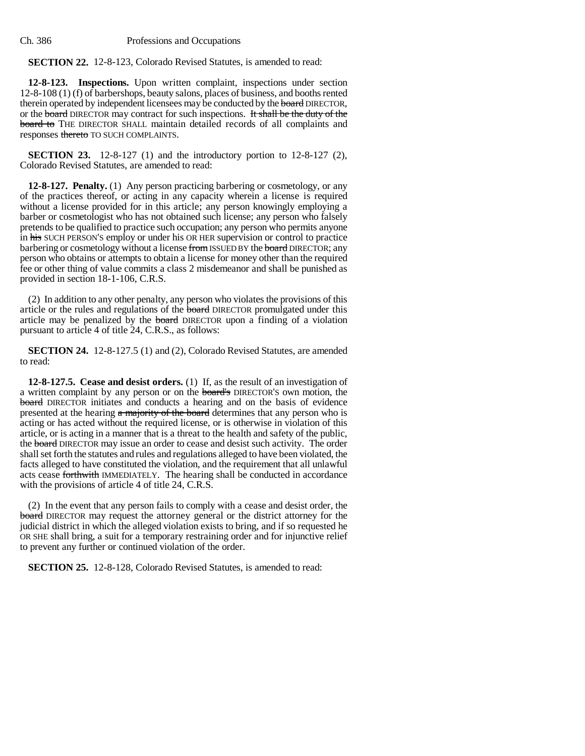**SECTION 22.** 12-8-123, Colorado Revised Statutes, is amended to read:

**12-8-123. Inspections.** Upon written complaint, inspections under section 12-8-108 (1) (f) of barbershops, beauty salons, places of business, and booths rented therein operated by independent licensees may be conducted by the ~~board~~ DIRECTOR, or the ~~board~~ DIRECTOR may contract for such inspections. ~~It shall be the duty of the board to~~ THE DIRECTOR SHALL maintain detailed records of all complaints and responses ~~thereto~~ TO SUCH COMPLAINTS.

**SECTION 23.** 12-8-127 (1) and the introductory portion to 12-8-127 (2), Colorado Revised Statutes, are amended to read:

**12-8-127. Penalty.** (1) Any person practicing barbering or cosmetology, or any of the practices thereof, or acting in any capacity wherein a license is required without a license provided for in this article; any person knowingly employing a barber or cosmetologist who has not obtained such license; any person who falsely pretends to be qualified to practice such occupation; any person who permits anyone in ~~his~~ SUCH PERSON'S employ or under his OR HER supervision or control to practice barbering or cosmetology without a license ~~from~~ ISSUED BY the ~~board~~ DIRECTOR; any person who obtains or attempts to obtain a license for money other than the required fee or other thing of value commits a class 2 misdemeanor and shall be punished as provided in section 18-1-106, C.R.S.

(2) In addition to any other penalty, any person who violates the provisions of this article or the rules and regulations of the ~~board~~ DIRECTOR promulgated under this article may be penalized by the ~~board~~ DIRECTOR upon a finding of a violation pursuant to article 4 of title 24, C.R.S., as follows:

**SECTION 24.** 12-8-127.5 (1) and (2), Colorado Revised Statutes, are amended to read:

**12-8-127.5. Cease and desist orders.** (1) If, as the result of an investigation of a written complaint by any person or on the ~~board's~~ DIRECTOR'S own motion, the ~~board~~ DIRECTOR initiates and conducts a hearing and on the basis of evidence presented at the hearing ~~a majority of the board~~ determines that any person who is acting or has acted without the required license, or is otherwise in violation of this article, or is acting in a manner that is a threat to the health and safety of the public, the ~~board~~ DIRECTOR may issue an order to cease and desist such activity. The order shall set forth the statutes and rules and regulations alleged to have been violated, the facts alleged to have constituted the violation, and the requirement that all unlawful acts cease ~~forthwith~~ IMMEDIATELY. The hearing shall be conducted in accordance with the provisions of article 4 of title 24, C.R.S.

(2) In the event that any person fails to comply with a cease and desist order, the ~~board~~ DIRECTOR may request the attorney general or the district attorney for the judicial district in which the alleged violation exists to bring, and if so requested he OR SHE shall bring, a suit for a temporary restraining order and for injunctive relief to prevent any further or continued violation of the order.

**SECTION 25.** 12-8-128, Colorado Revised Statutes, is amended to read: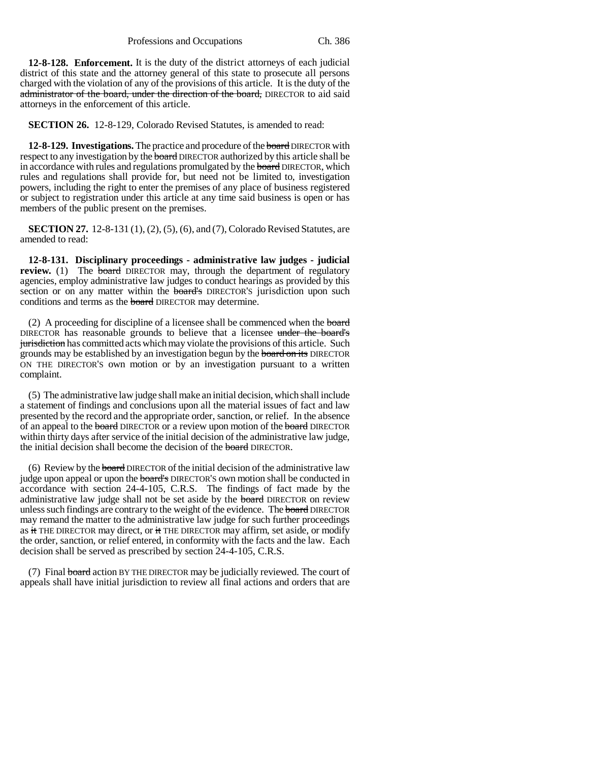**12-8-128. Enforcement.** It is the duty of the district attorneys of each judicial district of this state and the attorney general of this state to prosecute all persons charged with the violation of any of the provisions of this article. It is the duty of the ~~administrator of the board, under the direction of the board,~~ DIRECTOR to aid said attorneys in the enforcement of this article.

**SECTION 26.** 12-8-129, Colorado Revised Statutes, is amended to read:

**12-8-129. Investigations.** The practice and procedure of the ~~board~~ DIRECTOR with respect to any investigation by the ~~board~~ DIRECTOR authorized by this article shall be in accordance with rules and regulations promulgated by the ~~board~~ DIRECTOR, which rules and regulations shall provide for, but need not be limited to, investigation powers, including the right to enter the premises of any place of business registered or subject to registration under this article at any time said business is open or has members of the public present on the premises.

**SECTION 27.** 12-8-131 (1), (2), (5), (6), and (7), Colorado Revised Statutes, are amended to read:

**12-8-131. Disciplinary proceedings - administrative law judges - judicial review.** (1) The ~~board~~ DIRECTOR may, through the department of regulatory agencies, employ administrative law judges to conduct hearings as provided by this section or on any matter within the ~~board's~~ DIRECTOR'S jurisdiction upon such conditions and terms as the ~~board~~ DIRECTOR may determine.

(2) A proceeding for discipline of a licensee shall be commenced when the ~~board~~ DIRECTOR has reasonable grounds to believe that a licensee ~~under the board's jurisdiction~~ has committed acts which may violate the provisions of this article. Such grounds may be established by an investigation begun by the ~~board on its~~ DIRECTOR ON THE DIRECTOR'S own motion or by an investigation pursuant to a written complaint.

(5) The administrative law judge shall make an initial decision, which shall include a statement of findings and conclusions upon all the material issues of fact and law presented by the record and the appropriate order, sanction, or relief. In the absence of an appeal to the ~~board~~ DIRECTOR or a review upon motion of the ~~board~~ DIRECTOR within thirty days after service of the initial decision of the administrative law judge, the initial decision shall become the decision of the ~~board~~ DIRECTOR.

(6) Review by the ~~board~~ DIRECTOR of the initial decision of the administrative law judge upon appeal or upon the ~~board's~~ DIRECTOR'S own motion shall be conducted in accordance with section 24-4-105, C.R.S. The findings of fact made by the administrative law judge shall not be set aside by the ~~board~~ DIRECTOR on review unless such findings are contrary to the weight of the evidence. The ~~board~~ DIRECTOR may remand the matter to the administrative law judge for such further proceedings as ~~it~~ THE DIRECTOR may direct, or ~~it~~ THE DIRECTOR may affirm, set aside, or modify the order, sanction, or relief entered, in conformity with the facts and the law. Each decision shall be served as prescribed by section 24-4-105, C.R.S.

(7) Final ~~board~~ action BY THE DIRECTOR may be judicially reviewed. The court of appeals shall have initial jurisdiction to review all final actions and orders that are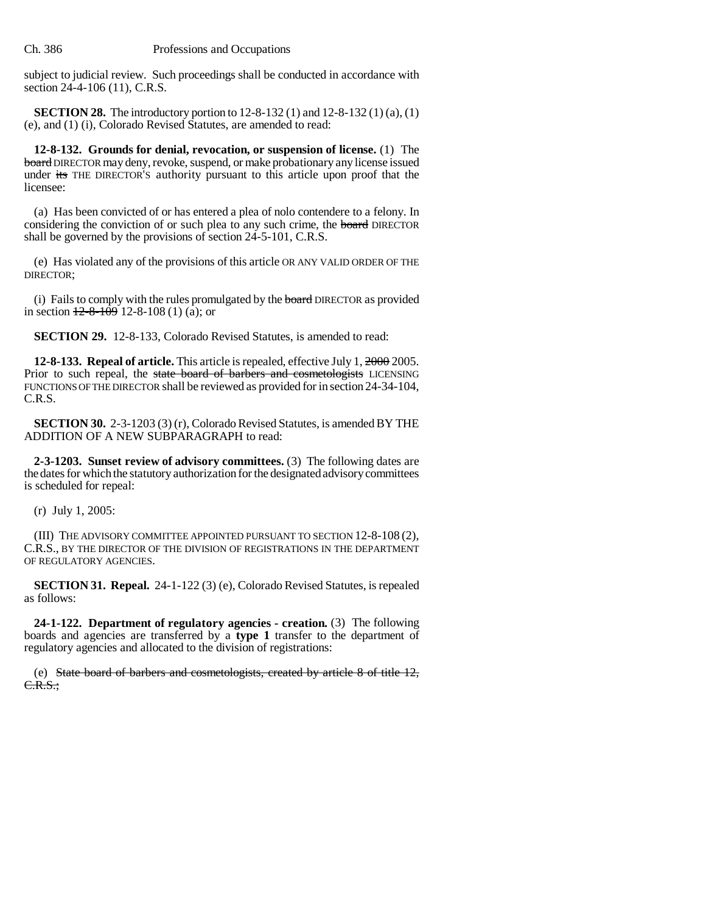subject to judicial review. Such proceedings shall be conducted in accordance with section 24-4-106 (11), C.R.S.

**SECTION 28.** The introductory portion to 12-8-132 (1) and 12-8-132 (1) (a), (1) (e), and (1) (i), Colorado Revised Statutes, are amended to read:

**12-8-132. Grounds for denial, revocation, or suspension of license.** (1) The ~~board~~ DIRECTOR may deny, revoke, suspend, or make probationary any license issued under ~~its~~ THE DIRECTOR'S authority pursuant to this article upon proof that the licensee:

(a) Has been convicted of or has entered a plea of nolo contendere to a felony. In considering the conviction of or such plea to any such crime, the ~~board~~ DIRECTOR shall be governed by the provisions of section 24-5-101, C.R.S.

(e) Has violated any of the provisions of this article OR ANY VALID ORDER OF THE DIRECTOR;

(i) Fails to comply with the rules promulgated by the ~~board~~ DIRECTOR as provided in section ~~12-8-109~~ 12-8-108 (1) (a); or

**SECTION 29.** 12-8-133, Colorado Revised Statutes, is amended to read:

**12-8-133. Repeal of article.** This article is repealed, effective July 1, ~~2000~~ 2005. Prior to such repeal, the ~~state board of barbers and cosmetologists~~ LICENSING FUNCTIONS OF THE DIRECTOR shall be reviewed as provided for in section 24-34-104, C.R.S.

**SECTION 30.** 2-3-1203 (3) (r), Colorado Revised Statutes, is amended BY THE ADDITION OF A NEW SUBPARAGRAPH to read:

**2-3-1203. Sunset review of advisory committees.** (3) The following dates are the dates for which the statutory authorization for the designated advisory committees is scheduled for repeal:

(r) July 1, 2005:

(III) THE ADVISORY COMMITTEE APPOINTED PURSUANT TO SECTION 12-8-108 (2), C.R.S., BY THE DIRECTOR OF THE DIVISION OF REGISTRATIONS IN THE DEPARTMENT OF REGULATORY AGENCIES.

**SECTION 31. Repeal.** 24-1-122 (3) (e), Colorado Revised Statutes, is repealed as follows:

**24-1-122. Department of regulatory agencies - creation.** (3) The following boards and agencies are transferred by a **type 1** transfer to the department of regulatory agencies and allocated to the division of registrations:

(e) ~~State board of barbers and cosmetologists, created by article 8 of title 12, C.R.S.;~~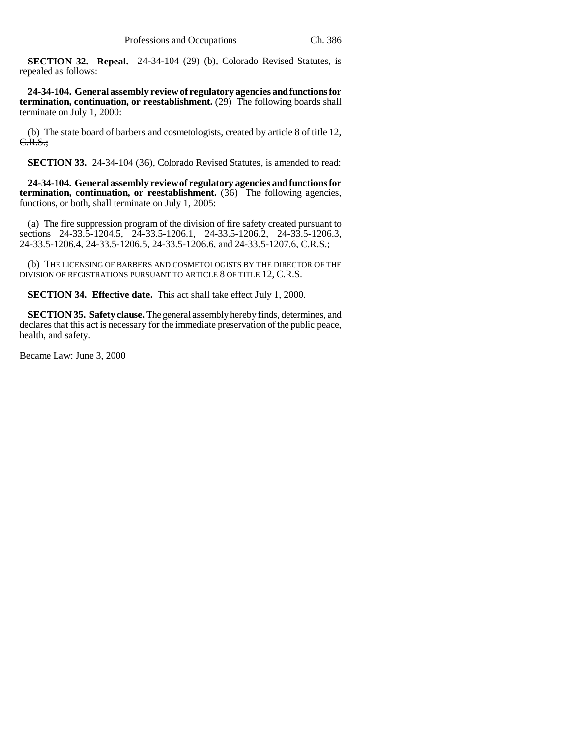**SECTION 32. Repeal.** 24-34-104 (29) (b), Colorado Revised Statutes, is repealed as follows:

**24-34-104. General assembly review of regulatory agencies and functions for termination, continuation, or reestablishment.** (29) The following boards shall terminate on July 1, 2000:

(b) ~~The state board of barbers and cosmetologists, created by article 8 of title 12, C.R.S.;~~

**SECTION 33.** 24-34-104 (36), Colorado Revised Statutes, is amended to read:

**24-34-104. General assembly review of regulatory agencies and functions for termination, continuation, or reestablishment.** (36) The following agencies, functions, or both, shall terminate on July 1, 2005:

(a) The fire suppression program of the division of fire safety created pursuant to sections 24-33.5-1204.5, 24-33.5-1206.1, 24-33.5-1206.2, 24-33.5-1206.3, 24-33.5-1206.4, 24-33.5-1206.5, 24-33.5-1206.6, and 24-33.5-1207.6, C.R.S.;

(b) THE LICENSING OF BARBERS AND COSMETOLOGISTS BY THE DIRECTOR OF THE DIVISION OF REGISTRATIONS PURSUANT TO ARTICLE 8 OF TITLE 12, C.R.S.

**SECTION 34. Effective date.** This act shall take effect July 1, 2000.

**SECTION 35. Safety clause.** The general assembly hereby finds, determines, and declares that this act is necessary for the immediate preservation of the public peace, health, and safety.

Became Law: June 3, 2000